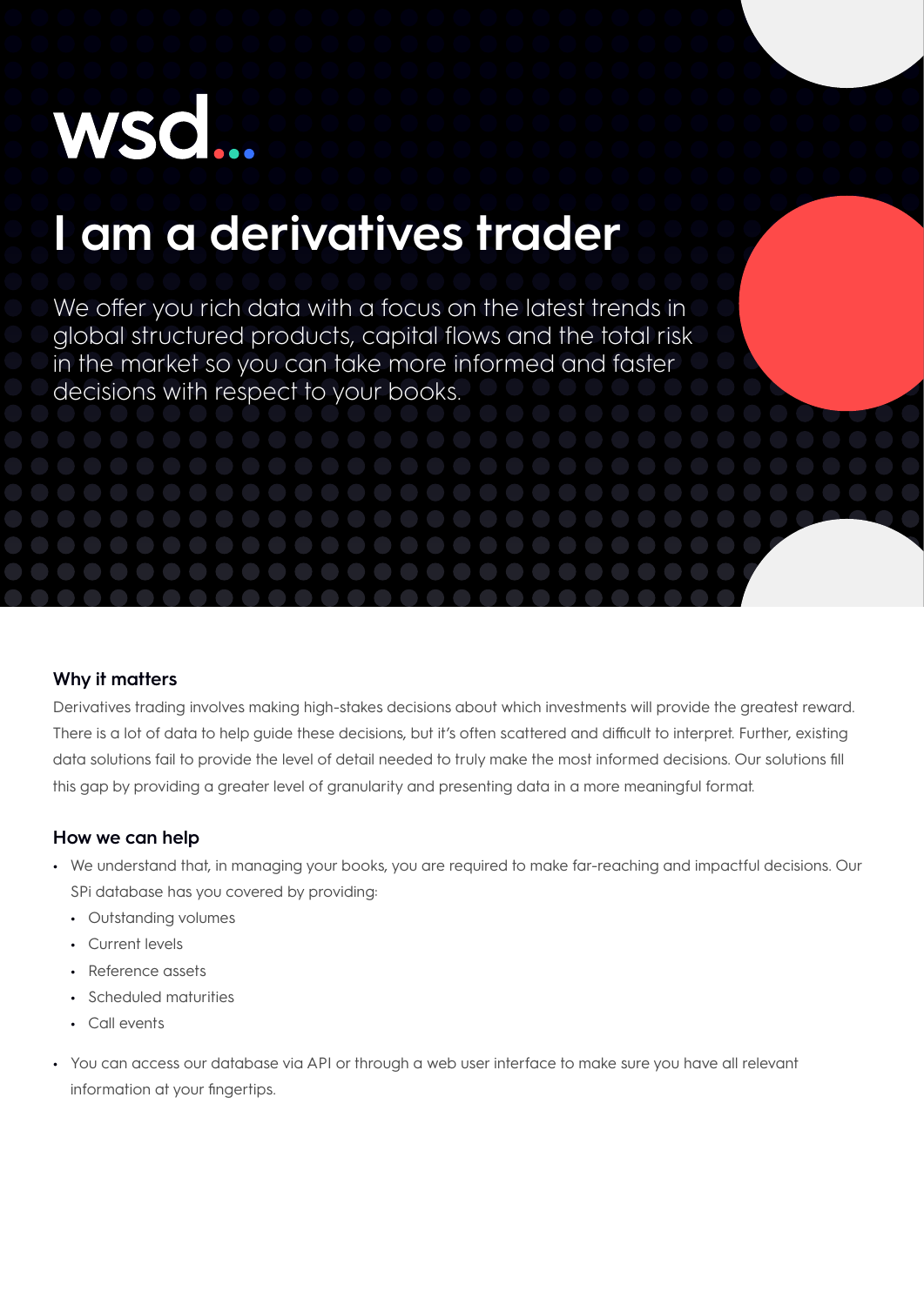wsd...

# I am a derivatives trader

We offer you rich data with a focus on the latest trends in global structured products, capital flows and the total risk in the market so you can take more informed and faster decisions with respect to your books.

### Why it matters

Derivatives trading involves making high-stakes decisions about which investments will provide the greatest reward. There is a lot of data to help guide these decisions, but it's often scattered and difficult to interpret. Further, existing data solutions fail to provide the level of detail needed to truly make the most informed decisions. Our solutions fill this gap by providing a greater level of granularity and presenting data in a more meaningful format.

### How we can help

- We understand that, in managing your books, you are required to make far-reaching and impactful decisions. Our SPi database has you covered by providing:
  - Outstanding volumes
  - Current levels
  - Reference assets
  - Scheduled maturities
  - Call events
- You can access our database via API or through a web user interface to make sure you have all relevant information at your fingertips.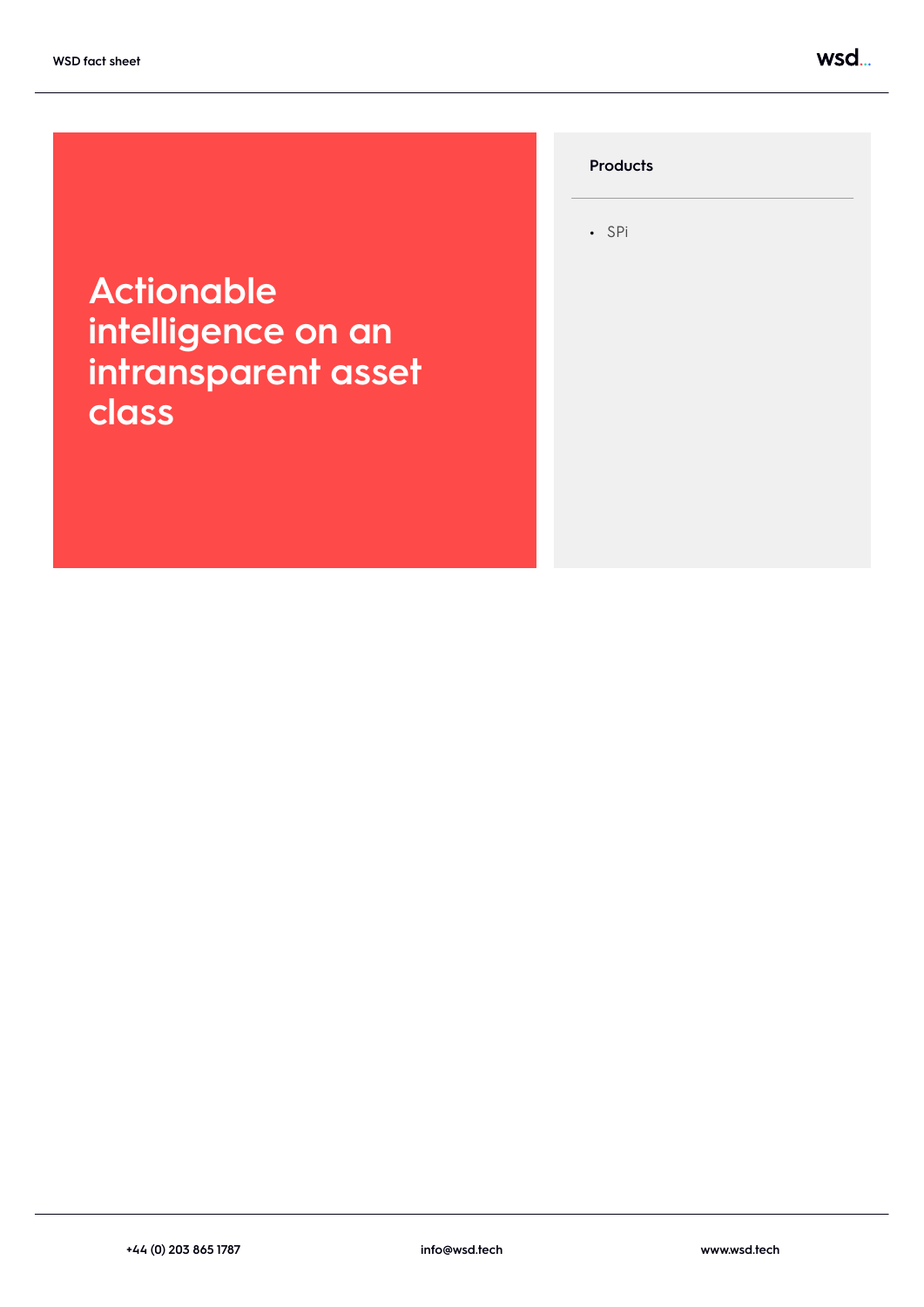# Actionable intelligence on an intransparent asset class

**Products**

- SPi

**+44 (0) 203 865 1787** **info@wsd.tech** **www.wsd.tech**